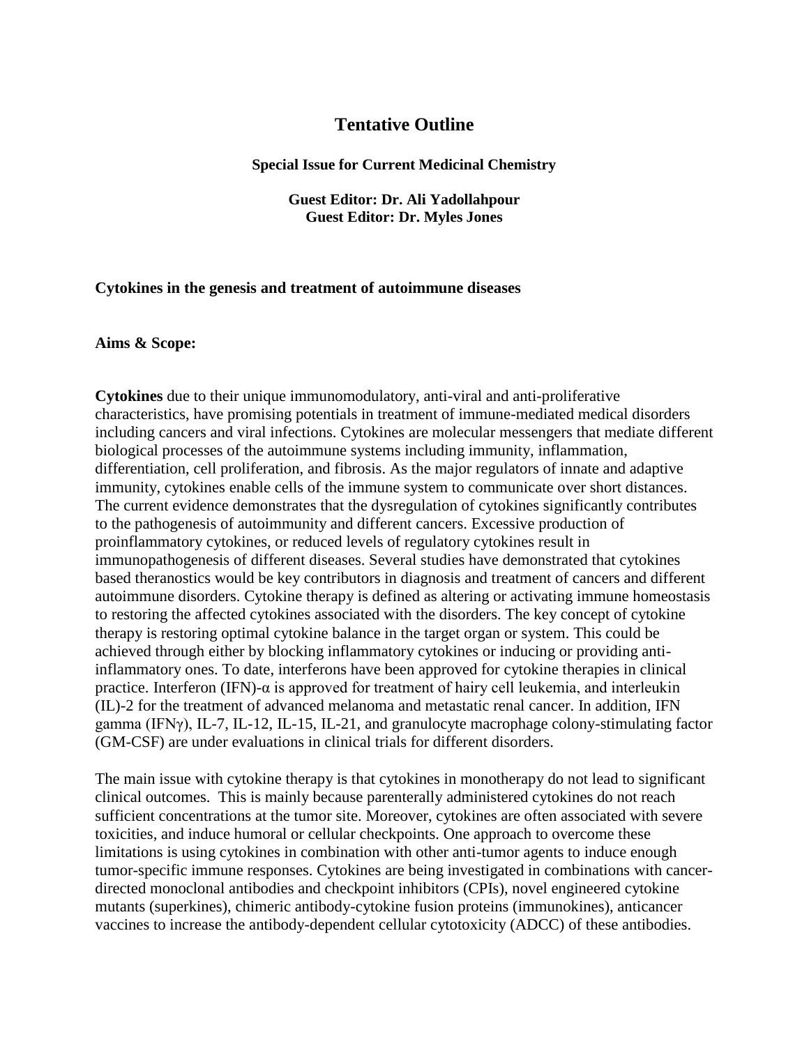# Tentative Outline

**Special Issue for Current Medicinal Chemistry**

**Guest Editor: Dr. Ali Yadollahpour**
**Guest Editor: Dr. Myles Jones**

**Cytokines in the genesis and treatment of autoimmune diseases**

**Aims & Scope:**

**Cytokines** due to their unique immunomodulatory, anti-viral and anti-proliferative characteristics, have promising potentials in treatment of immune-mediated medical disorders including cancers and viral infections. Cytokines are molecular messengers that mediate different biological processes of the autoimmune systems including immunity, inflammation, differentiation, cell proliferation, and fibrosis. As the major regulators of innate and adaptive immunity, cytokines enable cells of the immune system to communicate over short distances. The current evidence demonstrates that the dysregulation of cytokines significantly contributes to the pathogenesis of autoimmunity and different cancers. Excessive production of proinflammatory cytokines, or reduced levels of regulatory cytokines result in immunopathogenesis of different diseases. Several studies have demonstrated that cytokines based theranostics would be key contributors in diagnosis and treatment of cancers and different autoimmune disorders. Cytokine therapy is defined as altering or activating immune homeostasis to restoring the affected cytokines associated with the disorders. The key concept of cytokine therapy is restoring optimal cytokine balance in the target organ or system. This could be achieved through either by blocking inflammatory cytokines or inducing or providing anti-inflammatory ones. To date, interferons have been approved for cytokine therapies in clinical practice. Interferon (IFN)-α is approved for treatment of hairy cell leukemia, and interleukin (IL)-2 for the treatment of advanced melanoma and metastatic renal cancer. In addition, IFN gamma (IFNγ), IL-7, IL-12, IL-15, IL-21, and granulocyte macrophage colony-stimulating factor (GM-CSF) are under evaluations in clinical trials for different disorders.

The main issue with cytokine therapy is that cytokines in monotherapy do not lead to significant clinical outcomes. This is mainly because parenterally administered cytokines do not reach sufficient concentrations at the tumor site. Moreover, cytokines are often associated with severe toxicities, and induce humoral or cellular checkpoints. One approach to overcome these limitations is using cytokines in combination with other anti-tumor agents to induce enough tumor-specific immune responses. Cytokines are being investigated in combinations with cancer-directed monoclonal antibodies and checkpoint inhibitors (CPIs), novel engineered cytokine mutants (superkines), chimeric antibody-cytokine fusion proteins (immunokines), anticancer vaccines to increase the antibody-dependent cellular cytotoxicity (ADCC) of these antibodies.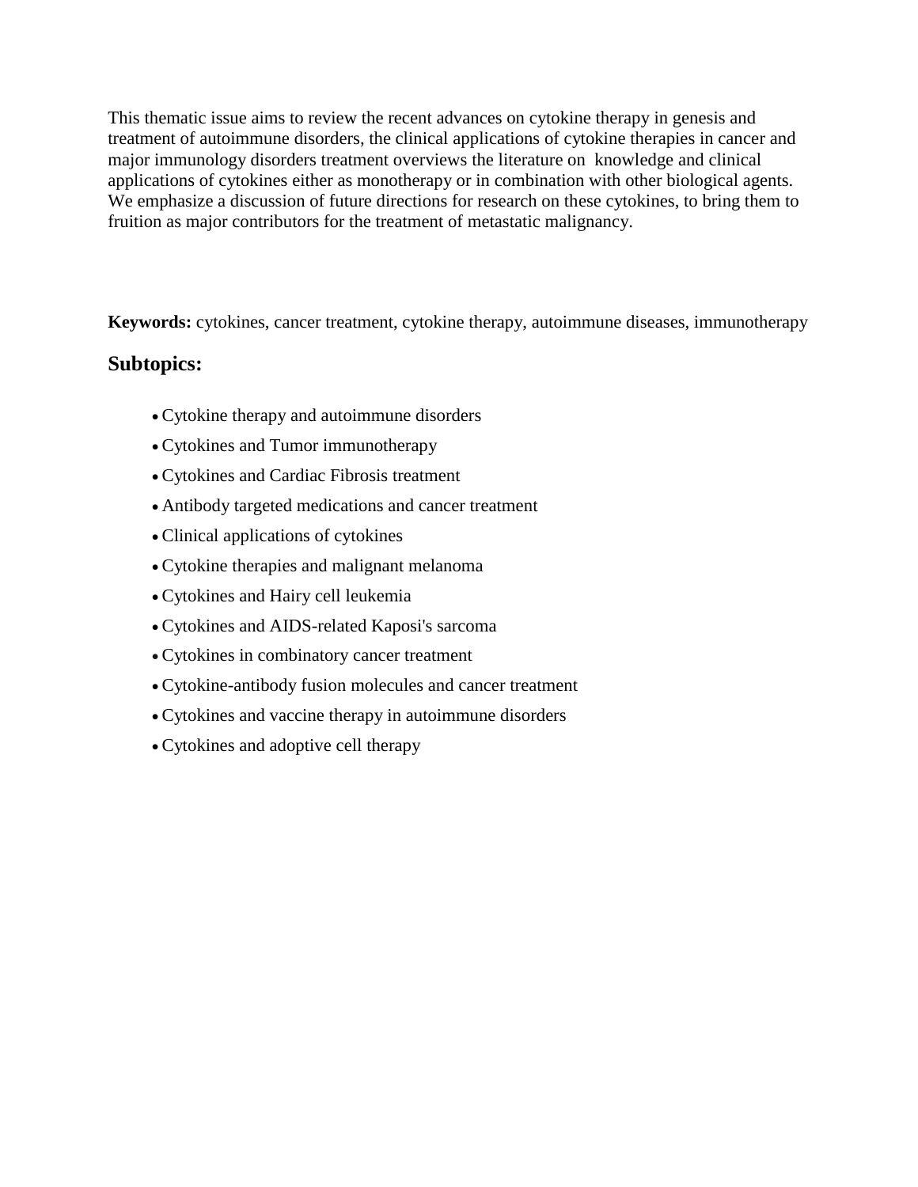This thematic issue aims to review the recent advances on cytokine therapy in genesis and treatment of autoimmune disorders, the clinical applications of cytokine therapies in cancer and major immunology disorders treatment overviews the literature on knowledge and clinical applications of cytokines either as monotherapy or in combination with other biological agents. We emphasize a discussion of future directions for research on these cytokines, to bring them to fruition as major contributors for the treatment of metastatic malignancy.

**Keywords:** cytokines, cancer treatment, cytokine therapy, autoimmune diseases, immunotherapy

## Subtopics:

- Cytokine therapy and autoimmune disorders
- Cytokines and Tumor immunotherapy
- Cytokines and Cardiac Fibrosis treatment
- Antibody targeted medications and cancer treatment
- Clinical applications of cytokines
- Cytokine therapies and malignant melanoma
- Cytokines and Hairy cell leukemia
- Cytokines and AIDS-related Kaposi's sarcoma
- Cytokines in combinatory cancer treatment
- Cytokine-antibody fusion molecules and cancer treatment
- Cytokines and vaccine therapy in autoimmune disorders
- Cytokines and adoptive cell therapy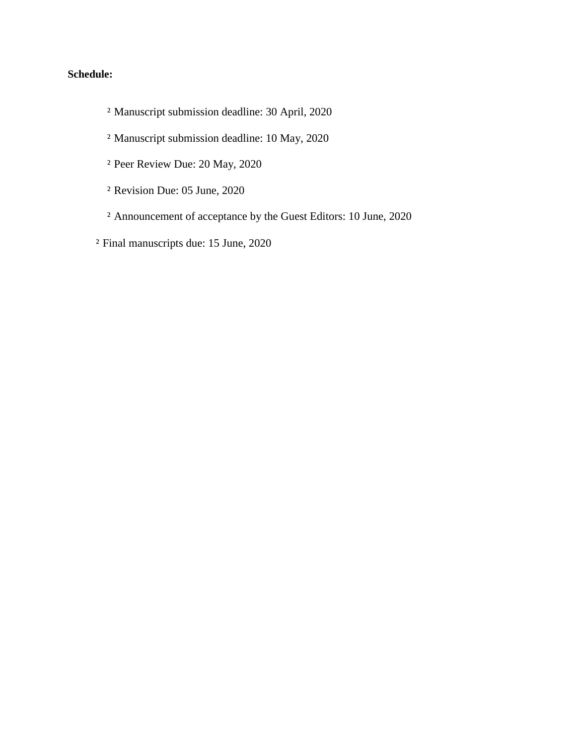**Schedule:**

- Manuscript submission deadline: 30 April, 2020
- Manuscript submission deadline: 10 May, 2020
- Peer Review Due: 20 May, 2020
- Revision Due: 05 June, 2020
- Announcement of acceptance by the Guest Editors: 10 June, 2020
- Final manuscripts due: 15 June, 2020